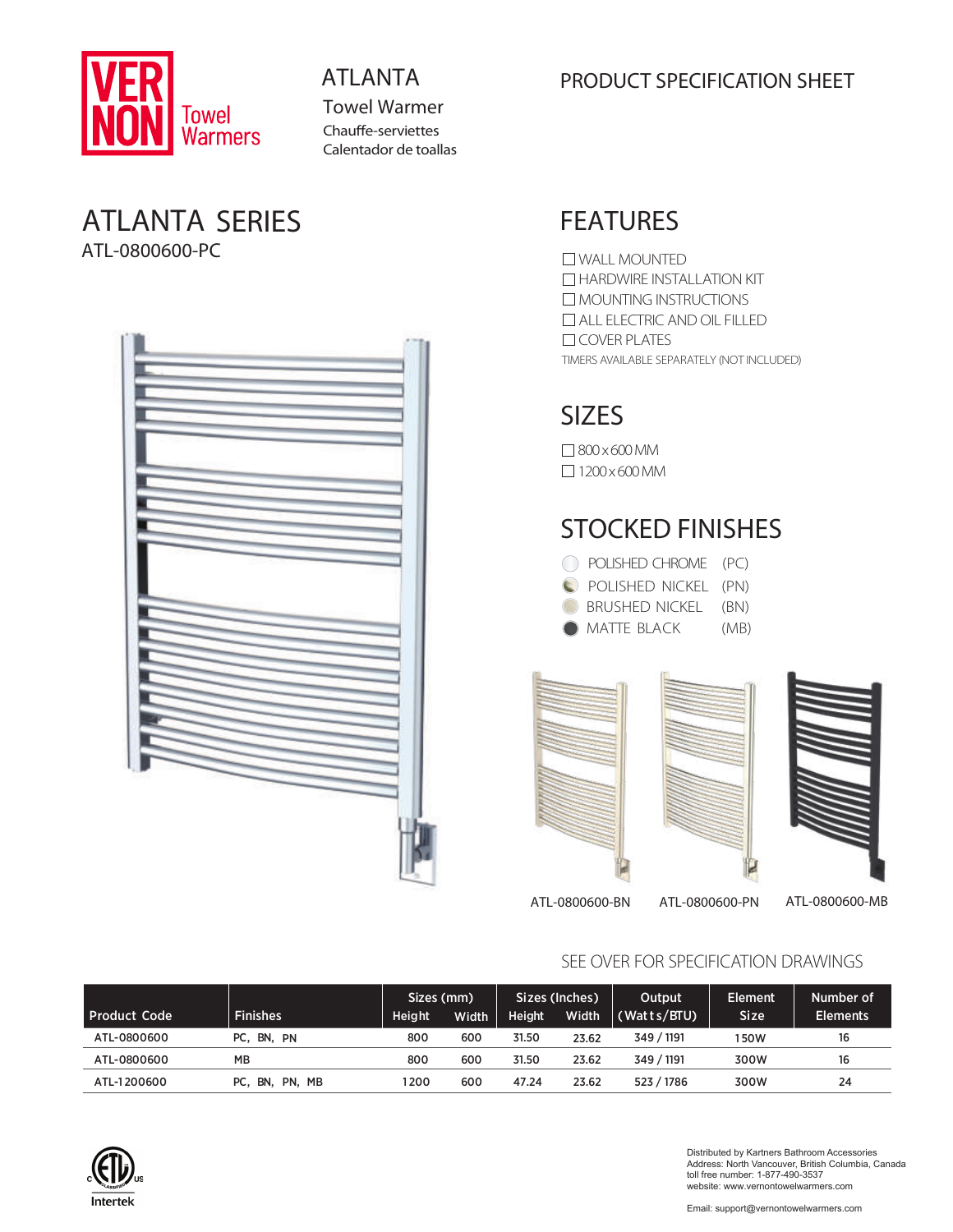VERNON Towel Warmers

# ATLANTA

Towel Warmer
Chauffe-serviettes
Calentador de toallas

PRODUCT SPECIFICATION SHEET

## ATLANTA SERIES

ATL-0800600-PC

## FEATURES

- ☐ WALL MOUNTED
- ☐ HARDWIRE INSTALLATION KIT
- ☐ MOUNTING INSTRUCTIONS
- ☐ ALL ELECTRIC AND OIL FILLED
- ☐ COVER PLATES

TIMERS AVAILABLE SEPARATELY (NOT INCLUDED)

## SIZES

- ☐ 800 x 600 MM
- ☐ 1200 x 600 MM

## STOCKED FINISHES

- POLISHED CHROME (PC)
- POLISHED NICKEL (PN)
- BRUSHED NICKEL (BN)
- MATTE BLACK (MB)

ATL-0800600-BN ATL-0800600-PN ATL-0800600-MB

SEE OVER FOR SPECIFICATION DRAWINGS

| Product Code | Finishes | Sizes (mm) Height | Width | Sizes (Inches) Height | Width | Output (Watts/BTU) | Element Size | Number of Elements |
|---|---|---|---|---|---|---|---|---|
| ATL-0800600 | PC, BN, PN | 800 | 600 | 31.50 | 23.62 | 349 / 1191 | 150W | 16 |
| ATL-0800600 | MB | 800 | 600 | 31.50 | 23.62 | 349 / 1191 | 300W | 16 |
| ATL-1200600 | PC, BN, PN, MB | 1200 | 600 | 47.24 | 23.62 | 523 / 1786 | 300W | 24 |

Intertek

Distributed by Kartners Bathroom Accessories
Address: North Vancouver, British Columbia, Canada
toll free number: 1-877-490-3537
website: www.vernontowelwarmers.com

Email: support@vernontowelwarmers.com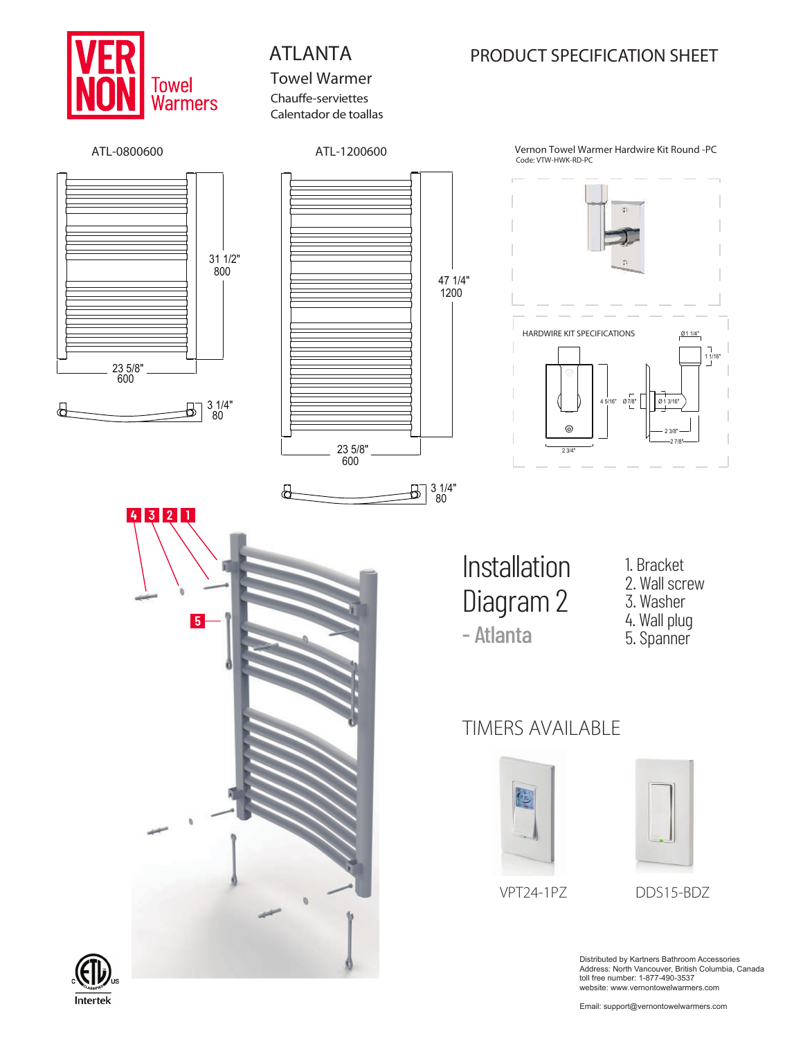VERNON Towel Warmers

# ATLANTA

## Towel Warmer

Chauffe-serviettes
Calentador de toallas

# PRODUCT SPECIFICATION SHEET

ATL-0800600

31 1/2"
800

23 5/8"
600

3 1/4"
80

ATL-1200600

47 1/4"
1200

23 5/8"
600

3 1/4"
80

Vernon Towel Warmer Hardwire Kit Round -PC
Code: VTW-HWK-RD-PC

HARDWIRE KIT SPECIFICATIONS

Ø 1 1/4"
1 1/16"
4 5/16"
Ø 7/8"
Ø 1 3/16"
2 3/8"
2 7/8"
2 3/4"

4 3 2 1

5

# Installation Diagram 2

## - Atlanta

1. Bracket
2. Wall screw
3. Washer
4. Wall plug
5. Spanner

## TIMERS AVAILABLE

VPT24-1PZ

DDS15-BDZ

Intertek

Distributed by Kartners Bathroom Accessories
Address: North Vancouver, British Columbia, Canada
toll free number: 1-877-490-3537
website: www.vernontowelwarmers.com

Email: support@vernontowelwarmers.com